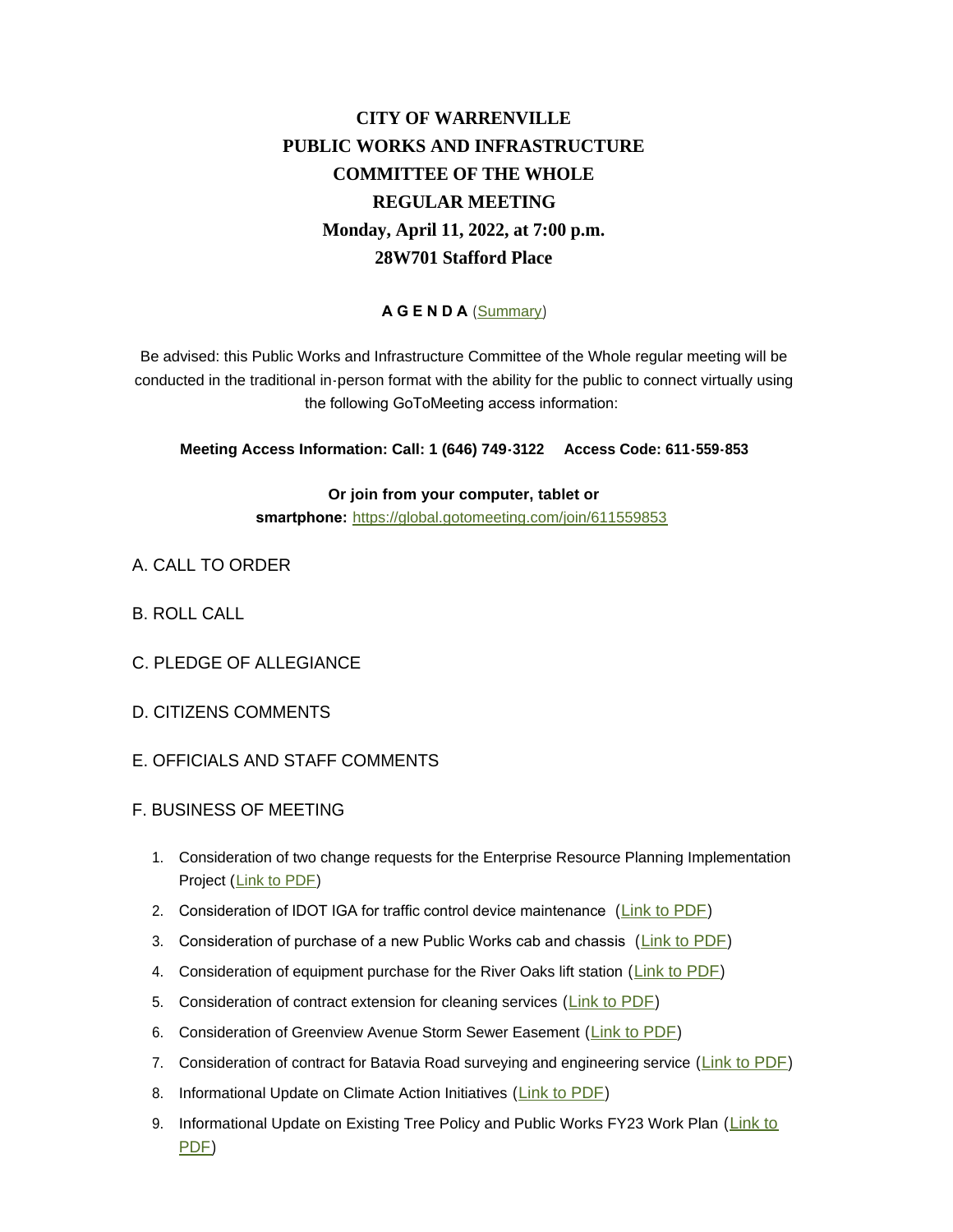# CITY OF WARRENVILLE
# PUBLIC WORKS AND INFRASTRUCTURE
# COMMITTEE OF THE WHOLE
# REGULAR MEETING
# Monday, April 11, 2022, at 7:00 p.m.
# 28W701 Stafford Place

**A G E N D A** (Summary)

Be advised: this Public Works and Infrastructure Committee of the Whole regular meeting will be conducted in the traditional in-person format with the ability for the public to connect virtually using the following GoToMeeting access information:

**Meeting Access Information: Call: 1 (646) 749-3122     Access Code: 611-559-853**

**Or join from your computer, tablet or smartphone:** https://global.gotomeeting.com/join/611559853

A. CALL TO ORDER

B. ROLL CALL

C. PLEDGE OF ALLEGIANCE

D. CITIZENS COMMENTS

E. OFFICIALS AND STAFF COMMENTS

F. BUSINESS OF MEETING

1. Consideration of two change requests for the Enterprise Resource Planning Implementation Project (Link to PDF)
2. Consideration of IDOT IGA for traffic control device maintenance (Link to PDF)
3. Consideration of purchase of a new Public Works cab and chassis (Link to PDF)
4. Consideration of equipment purchase for the River Oaks lift station (Link to PDF)
5. Consideration of contract extension for cleaning services (Link to PDF)
6. Consideration of Greenview Avenue Storm Sewer Easement (Link to PDF)
7. Consideration of contract for Batavia Road surveying and engineering service (Link to PDF)
8. Informational Update on Climate Action Initiatives (Link to PDF)
9. Informational Update on Existing Tree Policy and Public Works FY23 Work Plan (Link to PDF)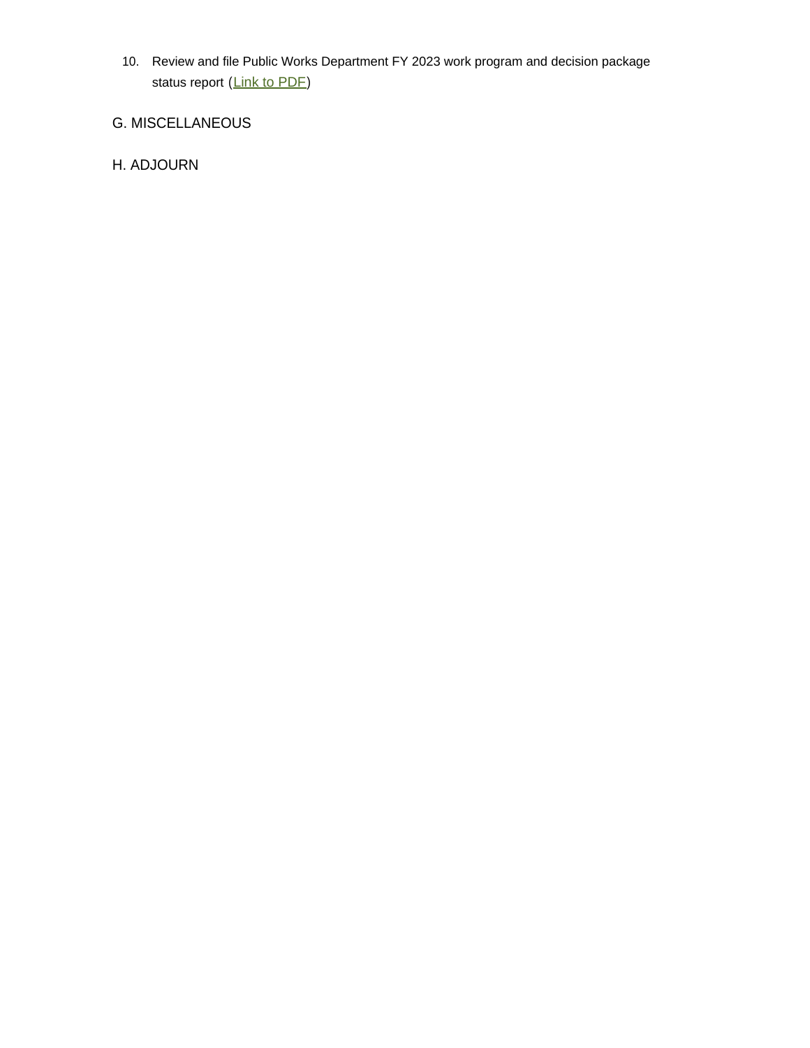10. Review and file Public Works Department FY 2023 work program and decision package status report (Link to PDF)

## G. MISCELLANEOUS

## H. ADJOURN